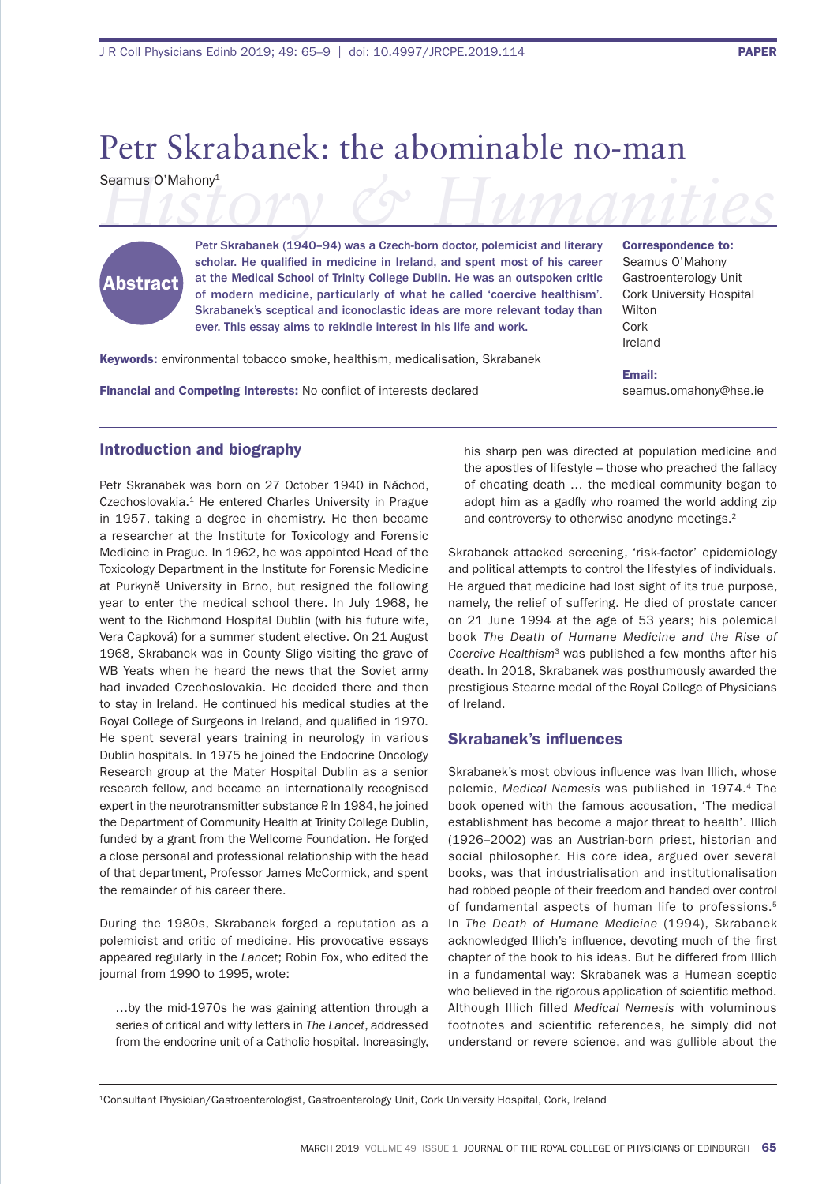# Petr Skrabanek: the abominable no-man

Seamus O'Mahony[1]

History & Humanities

## Abstract

**Petr Skrabanek (1940–94) was a Czech-born doctor, polemicist and literary scholar. He qualified in medicine in Ireland, and spent most of his career at the Medical School of Trinity College Dublin. He was an outspoken critic of modern medicine, particularly of what he called 'coercive healthism'. Skrabanek's sceptical and iconoclastic ideas are more relevant today than ever. This essay aims to rekindle interest in his life and work.**

**Correspondence to:**
Seamus O'Mahony
Gastroenterology Unit
Cork University Hospital
Wilton
Cork
Ireland

**Email:**
seamus.omahony@hse.ie

**Keywords:** environmental tobacco smoke, healthism, medicalisation, Skrabanek

**Financial and Competing Interests:** No conflict of interests declared

## Introduction and biography

Petr Skranabek was born on 27 October 1940 in Náchod, Czechoslovakia.[1] He entered Charles University in Prague in 1957, taking a degree in chemistry. He then became a researcher at the Institute for Toxicology and Forensic Medicine in Prague. In 1962, he was appointed Head of the Toxicology Department in the Institute for Forensic Medicine at Purkyně University in Brno, but resigned the following year to enter the medical school there. In July 1968, he went to the Richmond Hospital Dublin (with his future wife, Vera Capková) for a summer student elective. On 21 August 1968, Skrabanek was in County Sligo visiting the grave of WB Yeats when he heard the news that the Soviet army had invaded Czechoslovakia. He decided there and then to stay in Ireland. He continued his medical studies at the Royal College of Surgeons in Ireland, and qualified in 1970. He spent several years training in neurology in various Dublin hospitals. In 1975 he joined the Endocrine Oncology Research group at the Mater Hospital Dublin as a senior research fellow, and became an internationally recognised expert in the neurotransmitter substance P. In 1984, he joined the Department of Community Health at Trinity College Dublin, funded by a grant from the Wellcome Foundation. He forged a close personal and professional relationship with the head of that department, Professor James McCormick, and spent the remainder of his career there.

During the 1980s, Skrabanek forged a reputation as a polemicist and critic of medicine. His provocative essays appeared regularly in the *Lancet*; Robin Fox, who edited the journal from 1990 to 1995, wrote:

> …by the mid-1970s he was gaining attention through a series of critical and witty letters in *The Lancet*, addressed from the endocrine unit of a Catholic hospital. Increasingly, his sharp pen was directed at population medicine and the apostles of lifestyle – those who preached the fallacy of cheating death … the medical community began to adopt him as a gadfly who roamed the world adding zip and controversy to otherwise anodyne meetings.[2]

Skrabanek attacked screening, 'risk-factor' epidemiology and political attempts to control the lifestyles of individuals. He argued that medicine had lost sight of its true purpose, namely, the relief of suffering. He died of prostate cancer on 21 June 1994 at the age of 53 years; his polemical book *The Death of Humane Medicine and the Rise of Coercive Healthism*[3] was published a few months after his death. In 2018, Skrabanek was posthumously awarded the prestigious Stearne medal of the Royal College of Physicians of Ireland.

## Skrabanek's influences

Skrabanek's most obvious influence was Ivan Illich, whose polemic, *Medical Nemesis* was published in 1974.[4] The book opened with the famous accusation, 'The medical establishment has become a major threat to health'. Illich (1926–2002) was an Austrian-born priest, historian and social philosopher. His core idea, argued over several books, was that industrialisation and institutionalisation had robbed people of their freedom and handed over control of fundamental aspects of human life to professions.[5] In *The Death of Humane Medicine* (1994), Skrabanek acknowledged Illich's influence, devoting much of the first chapter of the book to his ideas. But he differed from Illich in a fundamental way: Skrabanek was a Humean sceptic who believed in the rigorous application of scientific method. Although Illich filled *Medical Nemesis* with voluminous footnotes and scientific references, he simply did not understand or revere science, and was gullible about the

[1]Consultant Physician/Gastroenterologist, Gastroenterology Unit, Cork University Hospital, Cork, Ireland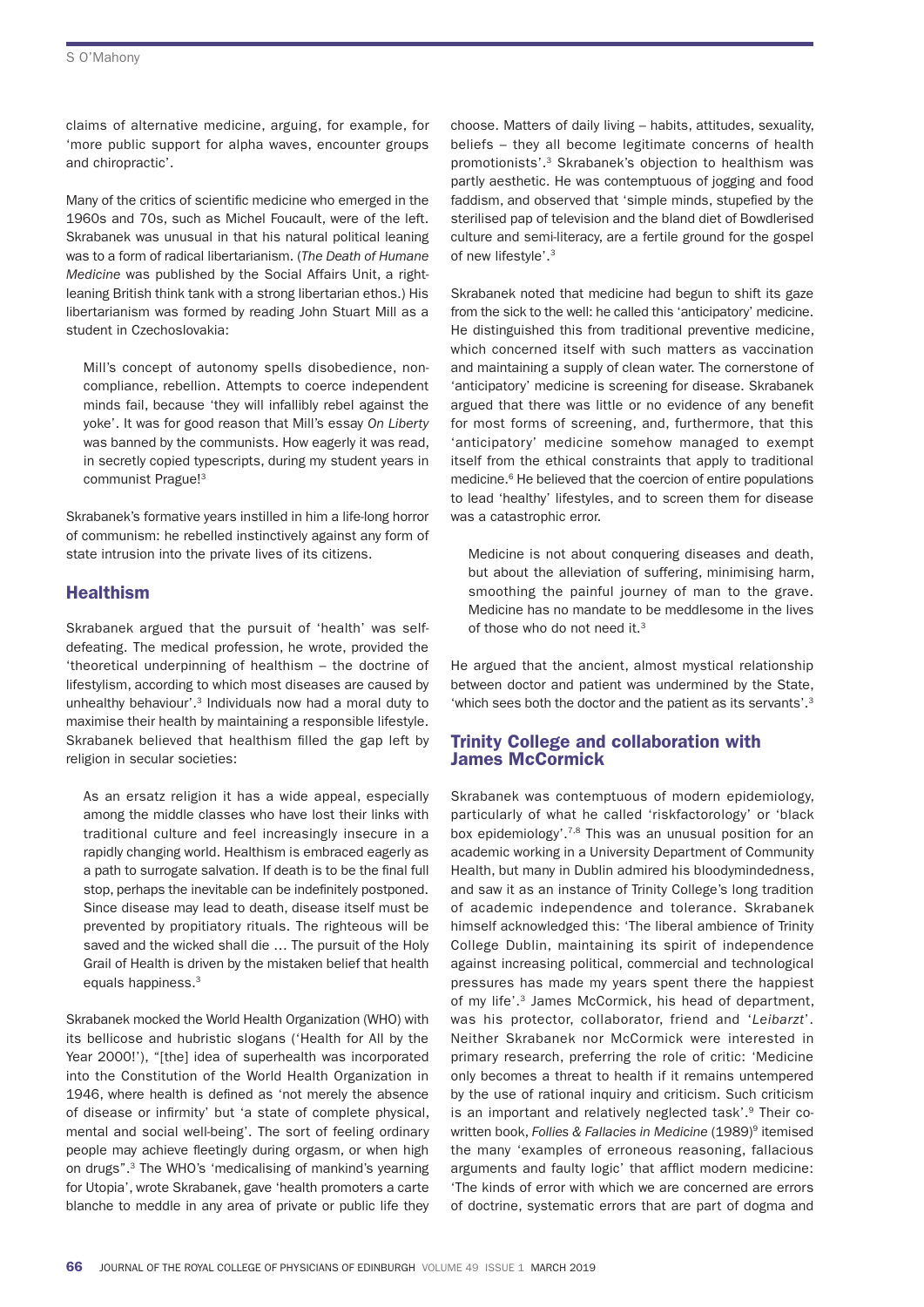claims of alternative medicine, arguing, for example, for 'more public support for alpha waves, encounter groups and chiropractic'.

Many of the critics of scientific medicine who emerged in the 1960s and 70s, such as Michel Foucault, were of the left. Skrabanek was unusual in that his natural political leaning was to a form of radical libertarianism. (*The Death of Humane Medicine* was published by the Social Affairs Unit, a right-leaning British think tank with a strong libertarian ethos.) His libertarianism was formed by reading John Stuart Mill as a student in Czechoslovakia:

> Mill's concept of autonomy spells disobedience, non-compliance, rebellion. Attempts to coerce independent minds fail, because 'they will infallibly rebel against the yoke'. It was for good reason that Mill's essay *On Liberty* was banned by the communists. How eagerly it was read, in secretly copied typescripts, during my student years in communist Prague![3]

Skrabanek's formative years instilled in him a life-long horror of communism: he rebelled instinctively against any form of state intrusion into the private lives of its citizens.

## Healthism

Skrabanek argued that the pursuit of 'health' was self-defeating. The medical profession, he wrote, provided the 'theoretical underpinning of healthism – the doctrine of lifestylism, according to which most diseases are caused by unhealthy behaviour'.[3] Individuals now had a moral duty to maximise their health by maintaining a responsible lifestyle. Skrabanek believed that healthism filled the gap left by religion in secular societies:

> As an ersatz religion it has a wide appeal, especially among the middle classes who have lost their links with traditional culture and feel increasingly insecure in a rapidly changing world. Healthism is embraced eagerly as a path to surrogate salvation. If death is to be the final full stop, perhaps the inevitable can be indefinitely postponed. Since disease may lead to death, disease itself must be prevented by propitiatory rituals. The righteous will be saved and the wicked shall die … The pursuit of the Holy Grail of Health is driven by the mistaken belief that health equals happiness.[3]

Skrabanek mocked the World Health Organization (WHO) with its bellicose and hubristic slogans ('Health for All by the Year 2000!'), "[the] idea of superhealth was incorporated into the Constitution of the World Health Organization in 1946, where health is defined as 'not merely the absence of disease or infirmity' but 'a state of complete physical, mental and social well-being'. The sort of feeling ordinary people may achieve fleetingly during orgasm, or when high on drugs".[3] The WHO's 'medicalising of mankind's yearning for Utopia', wrote Skrabanek, gave 'health promoters a carte blanche to meddle in any area of private or public life they choose. Matters of daily living – habits, attitudes, sexuality, beliefs – they all become legitimate concerns of health promotionists'.[3] Skrabanek's objection to healthism was partly aesthetic. He was contemptuous of jogging and food faddism, and observed that 'simple minds, stupefied by the sterilised pap of television and the bland diet of Bowdlerised culture and semi-literacy, are a fertile ground for the gospel of new lifestyle'.[3]

Skrabanek noted that medicine had begun to shift its gaze from the sick to the well: he called this 'anticipatory' medicine. He distinguished this from traditional preventive medicine, which concerned itself with such matters as vaccination and maintaining a supply of clean water. The cornerstone of 'anticipatory' medicine is screening for disease. Skrabanek argued that there was little or no evidence of any benefit for most forms of screening, and, furthermore, that this 'anticipatory' medicine somehow managed to exempt itself from the ethical constraints that apply to traditional medicine.[6] He believed that the coercion of entire populations to lead 'healthy' lifestyles, and to screen them for disease was a catastrophic error.

> Medicine is not about conquering diseases and death, but about the alleviation of suffering, minimising harm, smoothing the painful journey of man to the grave. Medicine has no mandate to be meddlesome in the lives of those who do not need it.[3]

He argued that the ancient, almost mystical relationship between doctor and patient was undermined by the State, 'which sees both the doctor and the patient as its servants'.[3]

## Trinity College and collaboration with James McCormick

Skrabanek was contemptuous of modern epidemiology, particularly of what he called 'riskfactorology' or 'black box epidemiology'.[7,8] This was an unusual position for an academic working in a University Department of Community Health, but many in Dublin admired his bloodymindedness, and saw it as an instance of Trinity College's long tradition of academic independence and tolerance. Skrabanek himself acknowledged this: 'The liberal ambience of Trinity College Dublin, maintaining its spirit of independence against increasing political, commercial and technological pressures has made my years spent there the happiest of my life'.[3] James McCormick, his head of department, was his protector, collaborator, friend and '*Leibarzt*'. Neither Skrabanek nor McCormick were interested in primary research, preferring the role of critic: 'Medicine only becomes a threat to health if it remains untempered by the use of rational inquiry and criticism. Such criticism is an important and relatively neglected task'.[9] Their co-written book, *Follies & Fallacies in Medicine* (1989)[9] itemised the many 'examples of erroneous reasoning, fallacious arguments and faulty logic' that afflict modern medicine: 'The kinds of error with which we are concerned are errors of doctrine, systematic errors that are part of dogma and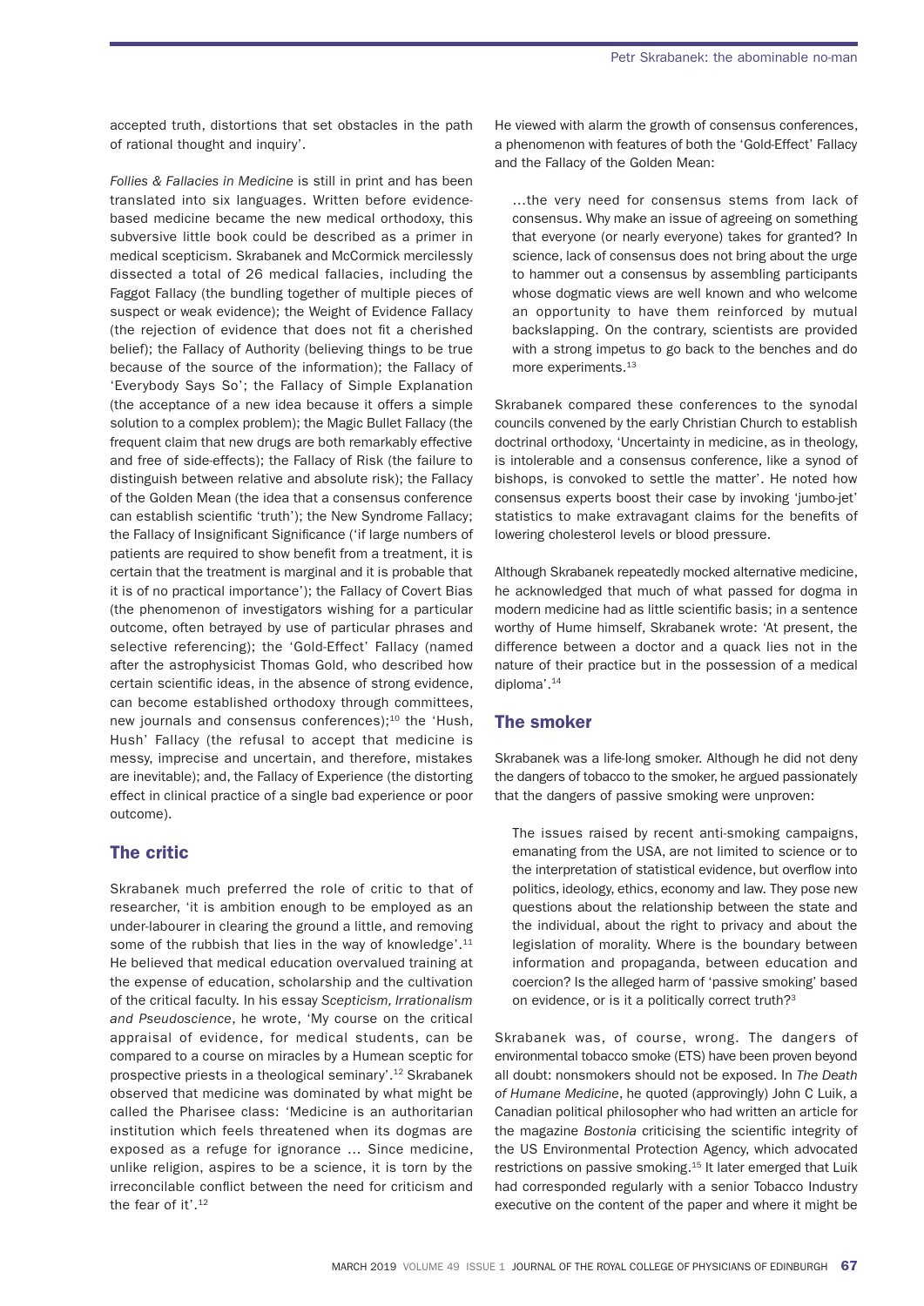accepted truth, distortions that set obstacles in the path of rational thought and inquiry'.

*Follies & Fallacies in Medicine* is still in print and has been translated into six languages. Written before evidence-based medicine became the new medical orthodoxy, this subversive little book could be described as a primer in medical scepticism. Skrabanek and McCormick mercilessly dissected a total of 26 medical fallacies, including the Faggot Fallacy (the bundling together of multiple pieces of suspect or weak evidence); the Weight of Evidence Fallacy (the rejection of evidence that does not fit a cherished belief); the Fallacy of Authority (believing things to be true because of the source of the information); the Fallacy of 'Everybody Says So'; the Fallacy of Simple Explanation (the acceptance of a new idea because it offers a simple solution to a complex problem); the Magic Bullet Fallacy (the frequent claim that new drugs are both remarkably effective and free of side-effects); the Fallacy of Risk (the failure to distinguish between relative and absolute risk); the Fallacy of the Golden Mean (the idea that a consensus conference can establish scientific 'truth'); the New Syndrome Fallacy; the Fallacy of Insignificant Significance ('if large numbers of patients are required to show benefit from a treatment, it is certain that the treatment is marginal and it is probable that it is of no practical importance'); the Fallacy of Covert Bias (the phenomenon of investigators wishing for a particular outcome, often betrayed by use of particular phrases and selective referencing); the 'Gold-Effect' Fallacy (named after the astrophysicist Thomas Gold, who described how certain scientific ideas, in the absence of strong evidence, can become established orthodoxy through committees, new journals and consensus conferences);[10] the 'Hush, Hush' Fallacy (the refusal to accept that medicine is messy, imprecise and uncertain, and therefore, mistakes are inevitable); and, the Fallacy of Experience (the distorting effect in clinical practice of a single bad experience or poor outcome).

## The critic

Skrabanek much preferred the role of critic to that of researcher, 'it is ambition enough to be employed as an under-labourer in clearing the ground a little, and removing some of the rubbish that lies in the way of knowledge'.[11] He believed that medical education overvalued training at the expense of education, scholarship and the cultivation of the critical faculty. In his essay *Scepticism, Irrationalism and Pseudoscience*, he wrote, 'My course on the critical appraisal of evidence, for medical students, can be compared to a course on miracles by a Humean sceptic for prospective priests in a theological seminary'.[12] Skrabanek observed that medicine was dominated by what might be called the Pharisee class: 'Medicine is an authoritarian institution which feels threatened when its dogmas are exposed as a refuge for ignorance ... Since medicine, unlike religion, aspires to be a science, it is torn by the irreconcilable conflict between the need for criticism and the fear of it'.[12]

He viewed with alarm the growth of consensus conferences, a phenomenon with features of both the 'Gold-Effect' Fallacy and the Fallacy of the Golden Mean:

> ...the very need for consensus stems from lack of consensus. Why make an issue of agreeing on something that everyone (or nearly everyone) takes for granted? In science, lack of consensus does not bring about the urge to hammer out a consensus by assembling participants whose dogmatic views are well known and who welcome an opportunity to have them reinforced by mutual backslapping. On the contrary, scientists are provided with a strong impetus to go back to the benches and do more experiments.[13]

Skrabanek compared these conferences to the synodal councils convened by the early Christian Church to establish doctrinal orthodoxy, 'Uncertainty in medicine, as in theology, is intolerable and a consensus conference, like a synod of bishops, is convoked to settle the matter'. He noted how consensus experts boost their case by invoking 'jumbo-jet' statistics to make extravagant claims for the benefits of lowering cholesterol levels or blood pressure.

Although Skrabanek repeatedly mocked alternative medicine, he acknowledged that much of what passed for dogma in modern medicine had as little scientific basis; in a sentence worthy of Hume himself, Skrabanek wrote: 'At present, the difference between a doctor and a quack lies not in the nature of their practice but in the possession of a medical diploma'.[14]

## The smoker

Skrabanek was a life-long smoker. Although he did not deny the dangers of tobacco to the smoker, he argued passionately that the dangers of passive smoking were unproven:

> The issues raised by recent anti-smoking campaigns, emanating from the USA, are not limited to science or to the interpretation of statistical evidence, but overflow into politics, ideology, ethics, economy and law. They pose new questions about the relationship between the state and the individual, about the right to privacy and about the legislation of morality. Where is the boundary between information and propaganda, between education and coercion? Is the alleged harm of 'passive smoking' based on evidence, or is it a politically correct truth?[3]

Skrabanek was, of course, wrong. The dangers of environmental tobacco smoke (ETS) have been proven beyond all doubt: nonsmokers should not be exposed. In *The Death of Humane Medicine*, he quoted (approvingly) John C Luik, a Canadian political philosopher who had written an article for the magazine *Bostonia* criticising the scientific integrity of the US Environmental Protection Agency, which advocated restrictions on passive smoking.[15] It later emerged that Luik had corresponded regularly with a senior Tobacco Industry executive on the content of the paper and where it might be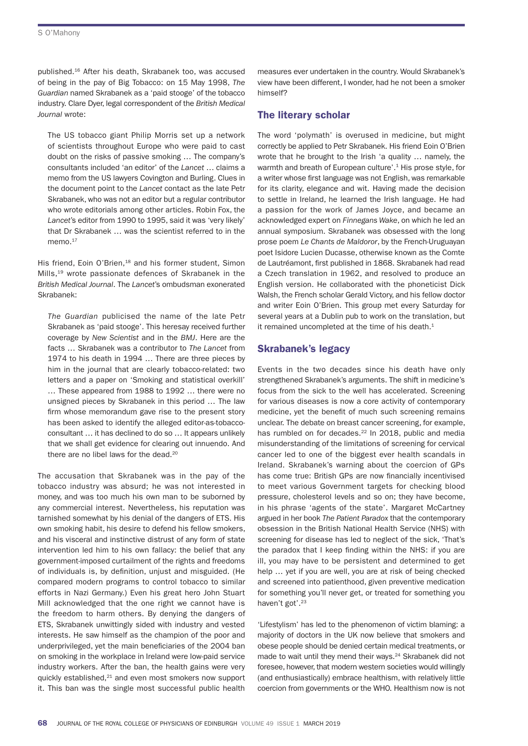published.[16] After his death, Skrabanek too, was accused of being in the pay of Big Tobacco: on 15 May 1998, *The Guardian* named Skrabanek as a 'paid stooge' of the tobacco industry. Clare Dyer, legal correspondent of the *British Medical Journal* wrote:

> The US tobacco giant Philip Morris set up a network of scientists throughout Europe who were paid to cast doubt on the risks of passive smoking … The company's consultants included 'an editor' of the *Lancet* … claims a memo from the US lawyers Covington and Burling. Clues in the document point to the *Lancet* contact as the late Petr Skrabanek, who was not an editor but a regular contributor who wrote editorials among other articles. Robin Fox, the *Lancet*'s editor from 1990 to 1995, said it was 'very likely' that Dr Skrabanek … was the scientist referred to in the memo.[17]

His friend, Eoin O'Brien,[18] and his former student, Simon Mills,[19] wrote passionate defences of Skrabanek in the *British Medical Journal*. The *Lancet*'s ombudsman exonerated Skrabanek:

> *The Guardian* publicised the name of the late Petr Skrabanek as 'paid stooge'. This heresay received further coverage by *New Scientist* and in the *BMJ*. Here are the facts … Skrabanek was a contributor to *The Lancet* from 1974 to his death in 1994 … There are three pieces by him in the journal that are clearly tobacco-related: two letters and a paper on 'Smoking and statistical overkill' … These appeared from 1988 to 1992 … there were no unsigned pieces by Skrabanek in this period … The law firm whose memorandum gave rise to the present story has been asked to identify the alleged editor-as-tobacco-consultant … it has declined to do so … It appears unlikely that we shall get evidence for clearing out innuendo. And there are no libel laws for the dead.[20]

The accusation that Skrabanek was in the pay of the tobacco industry was absurd; he was not interested in money, and was too much his own man to be suborned by any commercial interest. Nevertheless, his reputation was tarnished somewhat by his denial of the dangers of ETS. His own smoking habit, his desire to defend his fellow smokers, and his visceral and instinctive distrust of any form of state intervention led him to his own fallacy: the belief that any government-imposed curtailment of the rights and freedoms of individuals is, by definition, unjust and misguided. (He compared modern programs to control tobacco to similar efforts in Nazi Germany.) Even his great hero John Stuart Mill acknowledged that the one right we cannot have is the freedom to harm others. By denying the dangers of ETS, Skrabanek unwittingly sided with industry and vested interests. He saw himself as the champion of the poor and underprivileged, yet the main beneficiaries of the 2004 ban on smoking in the workplace in Ireland were low-paid service industry workers. After the ban, the health gains were very quickly established,[21] and even most smokers now support it. This ban was the single most successful public health measures ever undertaken in the country. Would Skrabanek's view have been different, I wonder, had he not been a smoker himself?

## The literary scholar

The word 'polymath' is overused in medicine, but might correctly be applied to Petr Skrabanek. His friend Eoin O'Brien wrote that he brought to the Irish 'a quality … namely, the warmth and breath of European culture'.[1] His prose style, for a writer whose first language was not English, was remarkable for its clarity, elegance and wit. Having made the decision to settle in Ireland, he learned the Irish language. He had a passion for the work of James Joyce, and became an acknowledged expert on *Finnegans Wake*, on which he led an annual symposium. Skrabanek was obsessed with the long prose poem *Le Chants de Maldoror*, by the French-Uruguayan poet Isidore Lucien Ducasse, otherwise known as the Comte de Lautréamont, first published in 1868. Skrabanek had read a Czech translation in 1962, and resolved to produce an English version. He collaborated with the phoneticist Dick Walsh, the French scholar Gerald Victory, and his fellow doctor and writer Eoin O'Brien. This group met every Saturday for several years at a Dublin pub to work on the translation, but it remained uncompleted at the time of his death.[1]

## Skrabanek's legacy

Events in the two decades since his death have only strengthened Skrabanek's arguments. The shift in medicine's focus from the sick to the well has accelerated. Screening for various diseases is now a core activity of contemporary medicine, yet the benefit of much such screening remains unclear. The debate on breast cancer screening, for example, has rumbled on for decades.[22] In 2018, public and media misunderstanding of the limitations of screening for cervical cancer led to one of the biggest ever health scandals in Ireland. Skrabanek's warning about the coercion of GPs has come true: British GPs are now financially incentivised to meet various Government targets for checking blood pressure, cholesterol levels and so on; they have become, in his phrase 'agents of the state'. Margaret McCartney argued in her book *The Patient Paradox* that the contemporary obsession in the British National Health Service (NHS) with screening for disease has led to neglect of the sick, 'That's the paradox that I keep finding within the NHS: if you are ill, you may have to be persistent and determined to get help … yet if you are well, you are at risk of being checked and screened into patienthood, given preventive medication for something you'll never get, or treated for something you haven't got'.[23]

'Lifestylism' has led to the phenomenon of victim blaming: a majority of doctors in the UK now believe that smokers and obese people should be denied certain medical treatments, or made to wait until they mend their ways.[24] Skrabanek did not foresee, however, that modern western societies would willingly (and enthusiastically) embrace healthism, with relatively little coercion from governments or the WHO. Healthism now is not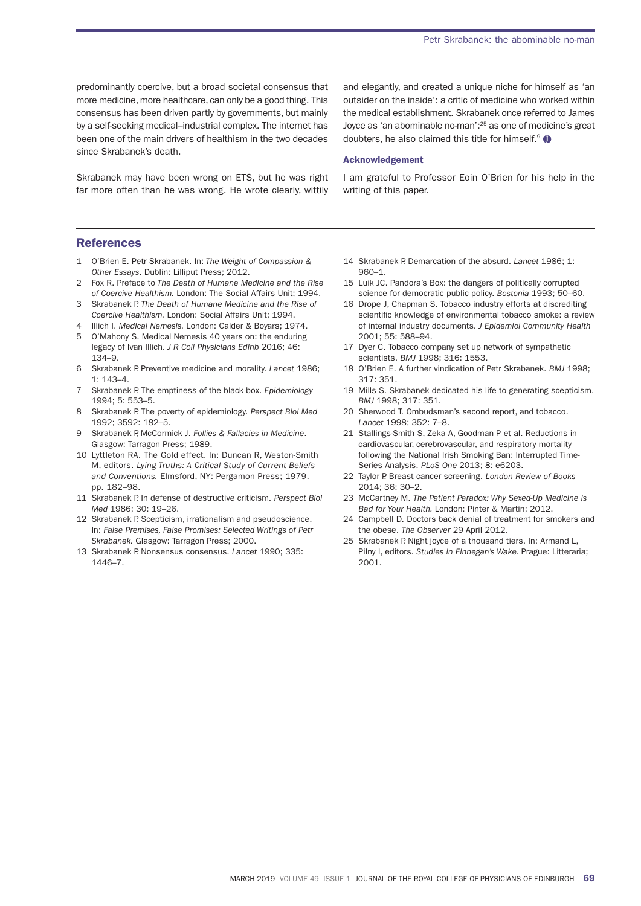predominantly coercive, but a broad societal consensus that more medicine, more healthcare, can only be a good thing. This consensus has been driven partly by governments, but mainly by a self-seeking medical–industrial complex. The internet has been one of the main drivers of healthism in the two decades since Skrabanek's death.

Skrabanek may have been wrong on ETS, but he was right far more often than he was wrong. He wrote clearly, wittily and elegantly, and created a unique niche for himself as 'an outsider on the inside': a critic of medicine who worked within the medical establishment. Skrabanek once referred to James Joyce as 'an abominable no-man':[25] as one of medicine's great doubters, he also claimed this title for himself.[9]

### Acknowledgement

I am grateful to Professor Eoin O'Brien for his help in the writing of this paper.

## References

1. O'Brien E. Petr Skrabanek. In: *The Weight of Compassion & Other Essays*. Dublin: Lilliput Press; 2012.
2. Fox R. Preface to *The Death of Humane Medicine and the Rise of Coercive Healthism*. London: The Social Affairs Unit; 1994.
3. Skrabanek P. *The Death of Humane Medicine and the Rise of Coercive Healthism.* London: Social Affairs Unit; 1994.
4. Illich I. *Medical Nemesis.* London: Calder & Boyars; 1974.
5. O'Mahony S. Medical Nemesis 40 years on: the enduring legacy of Ivan Illich. *J R Coll Physicians Edinb* 2016; 46: 134–9.
6. Skrabanek P. Preventive medicine and morality. *Lancet* 1986; 1: 143–4.
7. Skrabanek P. The emptiness of the black box. *Epidemiology* 1994; 5: 553–5.
8. Skrabanek P. The poverty of epidemiology. *Perspect Biol Med* 1992; 3592: 182–5.
9. Skrabanek P, McCormick J. *Follies & Fallacies in Medicine*. Glasgow: Tarragon Press; 1989.
10. Lyttleton RA. The Gold effect. In: Duncan R, Weston-Smith M, editors. *Lying Truths: A Critical Study of Current Beliefs and Conventions.* Elmsford, NY: Pergamon Press; 1979. pp. 182–98.
11. Skrabanek P. In defense of destructive criticism. *Perspect Biol Med* 1986; 30: 19–26.
12. Skrabanek P. Scepticism, irrationalism and pseudoscience. In: *False Premises, False Promises: Selected Writings of Petr Skrabanek.* Glasgow: Tarragon Press; 2000.
13. Skrabanek P. Nonsensus consensus. *Lancet* 1990; 335: 1446–7.
14. Skrabanek P. Demarcation of the absurd. *Lancet* 1986; 1: 960–1.
15. Luik JC. Pandora's Box: the dangers of politically corrupted science for democratic public policy. *Bostonia* 1993; 50–60.
16. Drope J, Chapman S. Tobacco industry efforts at discrediting scientific knowledge of environmental tobacco smoke: a review of internal industry documents. *J Epidemiol Community Health* 2001; 55: 588–94.
17. Dyer C. Tobacco company set up network of sympathetic scientists. *BMJ* 1998; 316: 1553.
18. O'Brien E. A further vindication of Petr Skrabanek. *BMJ* 1998; 317: 351.
19. Mills S. Skrabanek dedicated his life to generating scepticism. *BMJ* 1998; 317: 351.
20. Sherwood T. Ombudsman's second report, and tobacco. *Lancet* 1998; 352: 7–8.
21. Stallings-Smith S, Zeka A, Goodman P et al. Reductions in cardiovascular, cerebrovascular, and respiratory mortality following the National Irish Smoking Ban: Interrupted Time-Series Analysis. *PLoS One* 2013; 8: e6203.
22. Taylor P. Breast cancer screening. *London Review of Books* 2014; 36: 30–2.
23. McCartney M. *The Patient Paradox: Why Sexed-Up Medicine is Bad for Your Health.* London: Pinter & Martin; 2012.
24. Campbell D. Doctors back denial of treatment for smokers and the obese. *The Observer* 29 April 2012.
25. Skrabanek P. Night joyce of a thousand tiers. In: Armand L, Pilny I, editors. *Studies in Finnegan's Wake.* Prague: Litteraria; 2001.